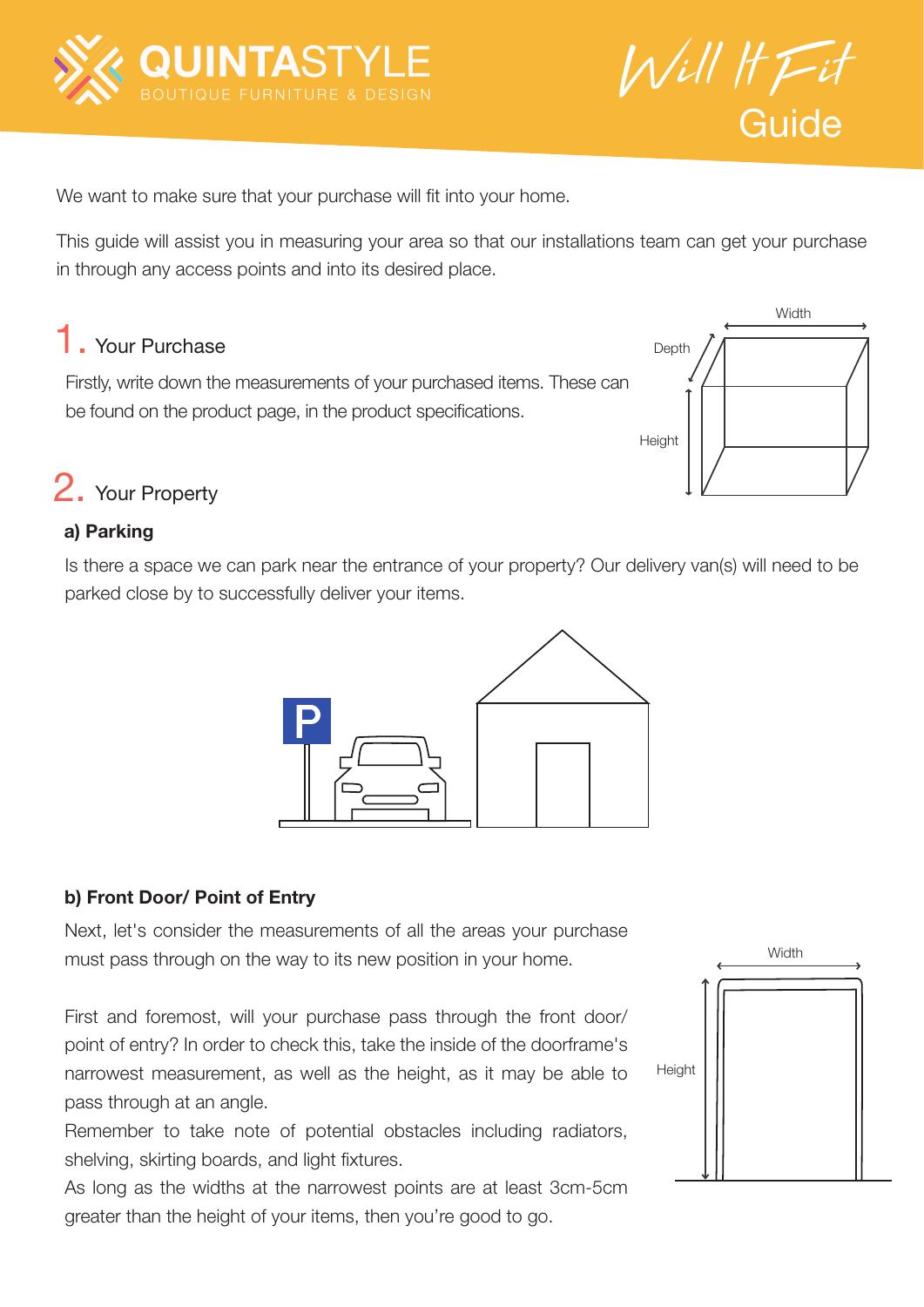# QUINTASTYLE

BOUTIQUE FURNITURE & DESIGN

*Will It Fit* Guide

We want to make sure that your purchase will fit into your home.

This guide will assist you in measuring your area so that our installations team can get your purchase in through any access points and into its desired place.

## 1. Your Purchase

Firstly, write down the measurements of your purchased items. These can be found on the product page, in the product specifications.

Width

Depth

Height

## 2. Your Property

### a) Parking

Is there a space we can park near the entrance of your property? Our delivery van(s) will need to be parked close by to successfully deliver your items.

### b) Front Door/ Point of Entry

Next, let's consider the measurements of all the areas your purchase must pass through on the way to its new position in your home.

First and foremost, will your purchase pass through the front door/ point of entry? In order to check this, take the inside of the doorframe's narrowest measurement, as well as the height, as it may be able to pass through at an angle.

Remember to take note of potential obstacles including radiators, shelving, skirting boards, and light fixtures.

As long as the widths at the narrowest points are at least 3cm-5cm greater than the height of your items, then you're good to go.

Width

Height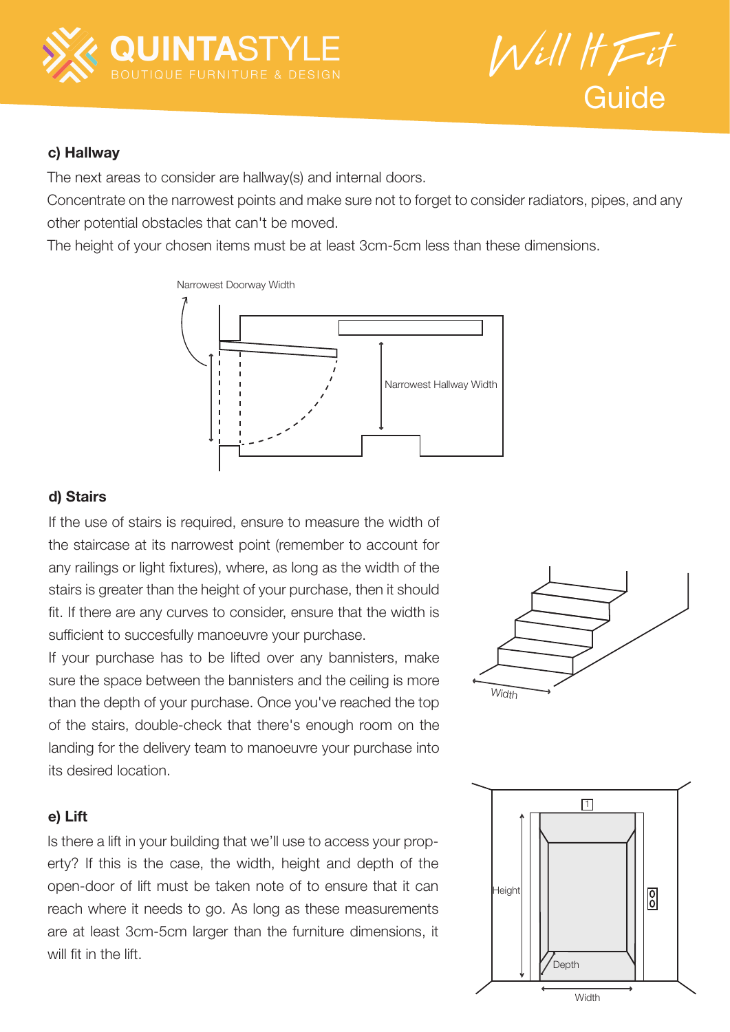## c) Hallway

The next areas to consider are hallway(s) and internal doors.

Concentrate on the narrowest points and make sure not to forget to consider radiators, pipes, and any other potential obstacles that can't be moved.

The height of your chosen items must be at least 3cm-5cm less than these dimensions.

Narrowest Doorway Width

Narrowest Hallway Width

## d) Stairs

If the use of stairs is required, ensure to measure the width of the staircase at its narrowest point (remember to account for any railings or light fixtures), where, as long as the width of the stairs is greater than the height of your purchase, then it should fit. If there are any curves to consider, ensure that the width is sufficient to succesfully manoeuvre your purchase.

If your purchase has to be lifted over any bannisters, make sure the space between the bannisters and the ceiling is more than the depth of your purchase. Once you've reached the top of the stairs, double-check that there's enough room on the landing for the delivery team to manoeuvre your purchase into its desired location.

Width

## e) Lift

Is there a lift in your building that we'll use to access your property? If this is the case, the width, height and depth of the open-door of lift must be taken note of to ensure that it can reach where it needs to go. As long as these measurements are at least 3cm-5cm larger than the furniture dimensions, it will fit in the lift.

Height

Depth

Width